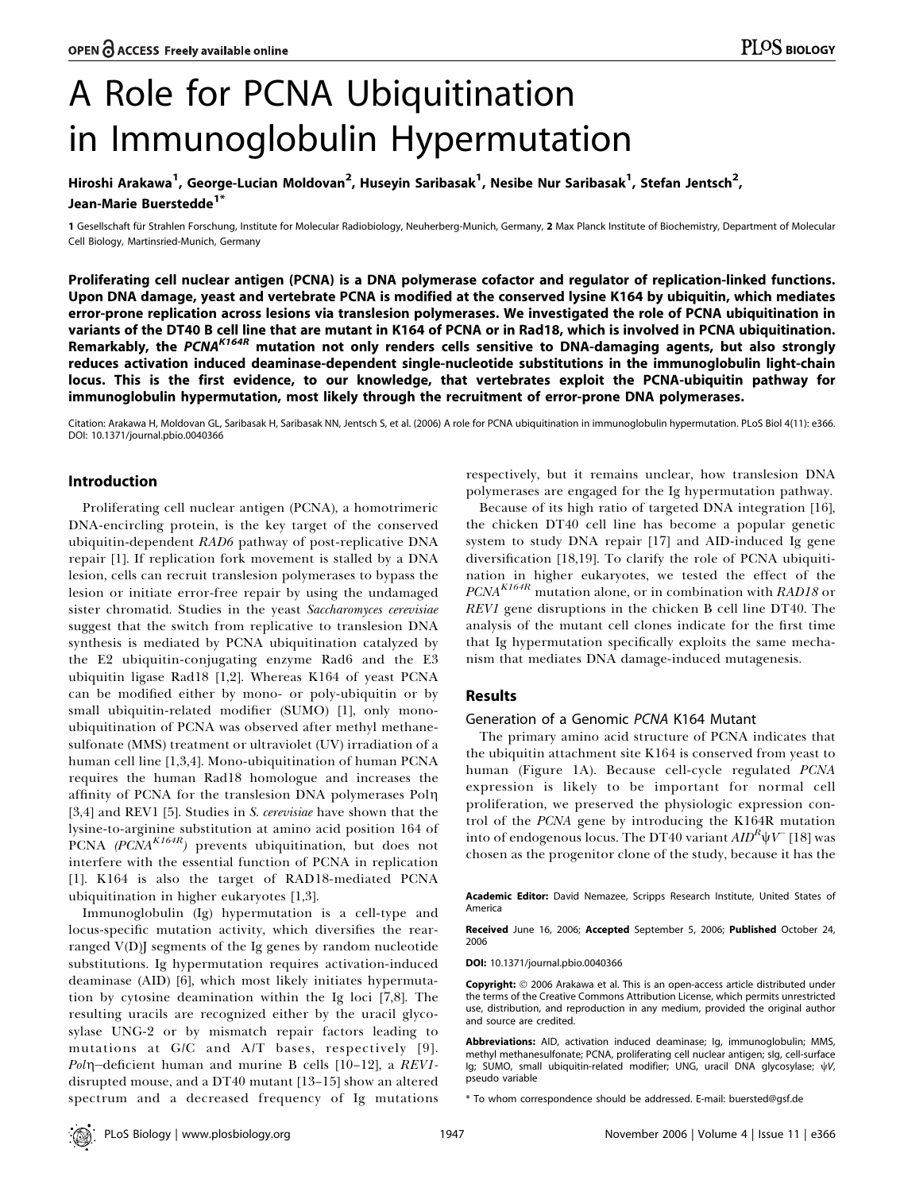# A Role for PCNA Ubiquitination in Immunoglobulin Hypermutation

Hiroshi Arakawa[1], George-Lucian Moldovan[2], Huseyin Saribasak[1], Nesibe Nur Saribasak[1], Stefan Jentsch[2], Jean-Marie Buerstedde[1*]

**1** Gesellschaft für Strahlen Forschung, Institute for Molecular Radiobiology, Neuherberg-Munich, Germany, **2** Max Planck Institute of Biochemistry, Department of Molecular Cell Biology, Martinsried-Munich, Germany

**Proliferating cell nuclear antigen (PCNA) is a DNA polymerase cofactor and regulator of replication-linked functions. Upon DNA damage, yeast and vertebrate PCNA is modified at the conserved lysine K164 by ubiquitin, which mediates error-prone replication across lesions via translesion polymerases. We investigated the role of PCNA ubiquitination in variants of the DT40 B cell line that are mutant in K164 of PCNA or in Rad18, which is involved in PCNA ubiquitination. Remarkably, the *PCNA*$^{K164R}$ mutation not only renders cells sensitive to DNA-damaging agents, but also strongly reduces activation induced deaminase-dependent single-nucleotide substitutions in the immunoglobulin light-chain locus. This is the first evidence, to our knowledge, that vertebrates exploit the PCNA-ubiquitin pathway for immunoglobulin hypermutation, most likely through the recruitment of error-prone DNA polymerases.**

Citation: Arakawa H, Moldovan GL, Saribasak H, Saribasak NN, Jentsch S, et al. (2006) A role for PCNA ubiquitination in immunoglobulin hypermutation. PLoS Biol 4(11): e366. DOI: 10.1371/journal.pbio.0040366

## Introduction

Proliferating cell nuclear antigen (PCNA), a homotrimeric DNA-encircling protein, is the key target of the conserved ubiquitin-dependent *RAD6* pathway of post-replicative DNA repair [1]. If replication fork movement is stalled by a DNA lesion, cells can recruit translesion polymerases to bypass the lesion or initiate error-free repair by using the undamaged sister chromatid. Studies in the yeast *Saccharomyces cerevisiae* suggest that the switch from replicative to translesion DNA synthesis is mediated by PCNA ubiquitination catalyzed by the E2 ubiquitin-conjugating enzyme Rad6 and the E3 ubiquitin ligase Rad18 [1,2]. Whereas K164 of yeast PCNA can be modified either by mono- or poly-ubiquitin or by small ubiquitin-related modifier (SUMO) [1], only mono-ubiquitination of PCNA was observed after methyl methane-sulfonate (MMS) treatment or ultraviolet (UV) irradiation of a human cell line [1,3,4]. Mono-ubiquitination of human PCNA requires the human Rad18 homologue and increases the affinity of PCNA for the translesion DNA polymerases Polη [3,4] and REV1 [5]. Studies in *S. cerevisiae* have shown that the lysine-to-arginine substitution at amino acid position 164 of PCNA *(PCNA*$^{K164R}$*)* prevents ubiquitination, but does not interfere with the essential function of PCNA in replication [1]. K164 is also the target of RAD18-mediated PCNA ubiquitination in higher eukaryotes [1,3].

Immunoglobulin (Ig) hypermutation is a cell-type and locus-specific mutation activity, which diversifies the rearranged V(D)J segments of the Ig genes by random nucleotide substitutions. Ig hypermutation requires activation-induced deaminase (AID) [6], which most likely initiates hypermutation by cytosine deamination within the Ig loci [7,8]. The resulting uracils are recognized either by the uracil glycosylase UNG-2 or by mismatch repair factors leading to mutations at G/C and A/T bases, respectively [9]. *Polη*–deficient human and murine B cells [10–12], a *REV1*-disrupted mouse, and a DT40 mutant [13–15] show an altered spectrum and a decreased frequency of Ig mutations respectively, but it remains unclear, how translesion DNA polymerases are engaged for the Ig hypermutation pathway.

Because of its high ratio of targeted DNA integration [16], the chicken DT40 cell line has become a popular genetic system to study DNA repair [17] and AID-induced Ig gene diversification [18,19]. To clarify the role of PCNA ubiquitination in higher eukaryotes, we tested the effect of the *PCNA*$^{K164R}$ mutation alone, or in combination with *RAD18* or *REV1* gene disruptions in the chicken B cell line DT40. The analysis of the mutant cell clones indicate for the first time that Ig hypermutation specifically exploits the same mechanism that mediates DNA damage-induced mutagenesis.

## Results

### Generation of a Genomic *PCNA* K164 Mutant

The primary amino acid structure of PCNA indicates that the ubiquitin attachment site K164 is conserved from yeast to human (Figure 1A). Because cell-cycle regulated *PCNA* expression is likely to be important for normal cell proliferation, we preserved the physiologic expression control of the *PCNA* gene by introducing the K164R mutation into of endogenous locus. The DT40 variant *AID*$^{R}$*ψV*$^{-}$ [18] was chosen as the progenitor clone of the study, because it has the

**Academic Editor:** David Nemazee, Scripps Research Institute, United States of America

**Received** June 16, 2006; **Accepted** September 5, 2006; **Published** October 24, 2006

**DOI:** 10.1371/journal.pbio.0040366

**Copyright:** © 2006 Arakawa et al. This is an open-access article distributed under the terms of the Creative Commons Attribution License, which permits unrestricted use, distribution, and reproduction in any medium, provided the original author and source are credited.

**Abbreviations:** AID, activation induced deaminase; Ig, immunoglobulin; MMS, methyl methanesulfonate; PCNA, proliferating cell nuclear antigen; sIg, cell-surface Ig; SUMO, small ubiquitin-related modifier; UNG, uracil DNA glycosylase; ψV, pseudo variable

\* To whom correspondence should be addressed. E-mail: buersted@gsf.de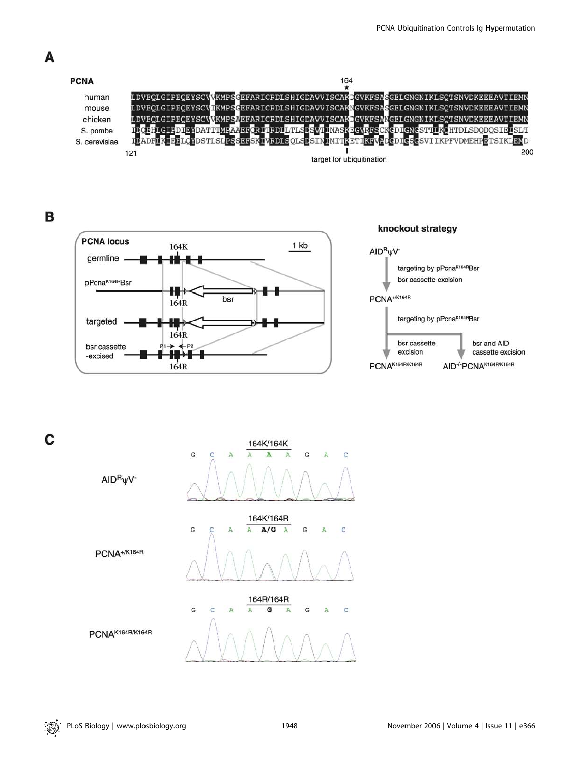**A**

**PCNA**

| | 121 | 164 * | 200 |
|---|---|---|---|
| human | LDVEQLGIPEQEYSCVVKMPSGEFARICRDLSHIGDAVVISCAKDGVKFSASGELGNGNIKLSQTSNVDKEEEAVTIEMN | | |
| mouse | LDVEQLGIPEQEYSCVIKMPSGEFARICRDLSHIGDAVVISCAKNGVKFSASGELGNGNIKLSQTSNVDKEEEAVTIEMN | | |
| chicken | LDVEQLGIPEQEYSCVVKMPSAEFARICRDLSHIGDAVVISCAKDGVKFSANGELGNGNIKLSQTSNVDKEEEAVTIEMN | | |
| S. pombe | IDQEHLGIPDIEYDATITMPAAEFQRITRDLLTLSDSVTINASKEGVRFSCKGDIGNGSTTLKQHTDLSDQDQSIEISLT | | |
| S. cerevisiae | IDADFLKIEELQYDSTLSLPSSEFSKIVRDLSQLSDSINIMITKETIKFVADGDIGSGSVIIKPFVDMEHPETSIKLEMD | | |

target for ubiquitination

**B**

**PCNA locus** — 164K — 1 kb

germline

pPcna$^{K164R}$Bsr — 164R — bsr

targeted — 164R

bsr cassette -excised — P1 → ← P2 — 164R

**knockout strategy**

AID$^{R}\psi$V$^{-}$

↓ targeting by pPcna$^{K164R}$Bsr; bsr cassette excision

PCNA$^{+/K164R}$

↓ targeting by pPcna$^{K164R}$Bsr

bsr cassette excision → PCNA$^{K164R/K164R}$

bsr and AID cassette excision → AID$^{-/-}$PCNA$^{K164R/K164R}$

**C**

AID$^{R}\psi$V$^{-}$ — 164K/164K — G C A A **A** A G A C

PCNA$^{+/K164R}$ — 164K/164R — G C A A **A/G** A G A C

PCNA$^{K164R/K164R}$ — 164R/164R — G C A A **G** A G A C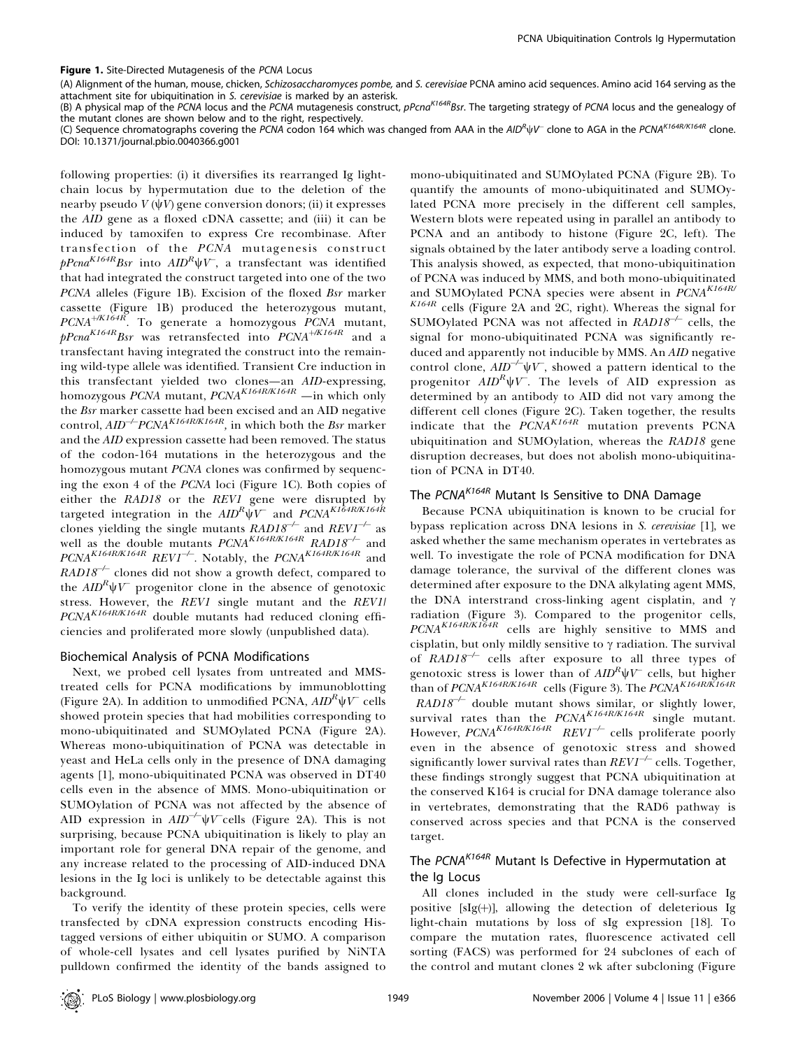**Figure 1.** Site-Directed Mutagenesis of the *PCNA* Locus

(A) Alignment of the human, mouse, chicken, *Schizosaccharomyces pombe,* and *S. cerevisiae* PCNA amino acid sequences. Amino acid 164 serving as the attachment site for ubiquitination in *S. cerevisiae* is marked by an asterisk.

(B) A physical map of the *PCNA* locus and the *PCNA* mutagenesis construct, $pPcna^{K164R}Bsr$. The targeting strategy of *PCNA* locus and the genealogy of the mutant clones are shown below and to the right, respectively.

(C) Sequence chromatographs covering the *PCNA* codon 164 which was changed from AAA in the $AID^{R}\psi V^{-}$ clone to AGA in the $PCNA^{K164R/K164R}$ clone.

DOI: 10.1371/journal.pbio.0040366.g001

following properties: (i) it diversifies its rearranged Ig light-chain locus by hypermutation due to the deletion of the nearby pseudo V ($\psi V$) gene conversion donors; (ii) it expresses the *AID* gene as a floxed cDNA cassette; and (iii) it can be induced by tamoxifen to express Cre recombinase. After transfection of the *PCNA* mutagenesis construct $pPcna^{K164R}Bsr$ into $AID^{R}\psi V^{-}$, a transfectant was identified that had integrated the construct targeted into one of the two *PCNA* alleles (Figure 1B). Excision of the floxed *Bsr* marker cassette (Figure 1B) produced the heterozygous mutant, $PCNA^{+/K164R}$. To generate a homozygous *PCNA* mutant, $pPcna^{K164R}Bsr$ was retransfected into $PCNA^{+/K164R}$ and a transfectant having integrated the construct into the remaining wild-type allele was identified. Transient Cre induction in this transfectant yielded two clones—an *AID*-expressing, homozygous *PCNA* mutant, $PCNA^{K164R/K164R}$ —in which only the *Bsr* marker cassette had been excised and an AID negative control, $AID^{-/-}PCNA^{K164R/K164R}$, in which both the *Bsr* marker and the *AID* expression cassette had been removed. The status of the codon-164 mutations in the heterozygous and the homozygous mutant *PCNA* clones was confirmed by sequencing the exon 4 of the *PCNA* loci (Figure 1C). Both copies of either the *RAD18* or the *REV1* gene were disrupted by targeted integration in the $AID^{R}\psi V^{-}$ and $PCNA^{K164R/K164R}$ clones yielding the single mutants $RAD18^{-/-}$ and $REV1^{-/-}$ as well as the double mutants $PCNA^{K164R/K164R}$ $RAD18^{-/-}$ and $PCNA^{K164R/K164R}$ $REV1^{-/-}$. Notably, the $PCNA^{K164R/K164R}$ and $RAD18^{-/-}$ clones did not show a growth defect, compared to the $AID^{R}\psi V^{-}$ progenitor clone in the absence of genotoxic stress. However, the *REV1* single mutant and the *REV1/* $PCNA^{K164R/K164R}$ double mutants had reduced cloning efficiencies and proliferated more slowly (unpublished data).

### Biochemical Analysis of PCNA Modifications

Next, we probed cell lysates from untreated and MMS-treated cells for PCNA modifications by immunoblotting (Figure 2A). In addition to unmodified PCNA, $AID^{R}\psi V^{-}$ cells showed protein species that had mobilities corresponding to mono-ubiquitinated and SUMOylated PCNA (Figure 2A). Whereas mono-ubiquitination of PCNA was detectable in yeast and HeLa cells only in the presence of DNA damaging agents [1], mono-ubiquitinated PCNA was observed in DT40 cells even in the absence of MMS. Mono-ubiquitination or SUMOylation of PCNA was not affected by the absence of AID expression in $AID^{-/-}\psi V^{-}$cells (Figure 2A). This is not surprising, because PCNA ubiquitination is likely to play an important role for general DNA repair of the genome, and any increase related to the processing of AID-induced DNA lesions in the Ig loci is unlikely to be detectable against this background.

To verify the identity of these protein species, cells were transfected by cDNA expression constructs encoding His-tagged versions of either ubiquitin or SUMO. A comparison of whole-cell lysates and cell lysates purified by NiNTA pulldown confirmed the identity of the bands assigned to mono-ubiquitinated and SUMOylated PCNA (Figure 2B). To quantify the amounts of mono-ubiquitinated and SUMOylated PCNA more precisely in the different cell samples, Western blots were repeated using in parallel an antibody to PCNA and an antibody to histone (Figure 2C, left). The signals obtained by the later antibody serve a loading control. This analysis showed, as expected, that mono-ubiquitination of PCNA was induced by MMS, and both mono-ubiquitinated and SUMOylated PCNA species were absent in $PCNA^{K164R/K164R}$ cells (Figure 2A and 2C, right). Whereas the signal for SUMOylated PCNA was not affected in $RAD18^{-/-}$ cells, the signal for mono-ubiquitinated PCNA was significantly reduced and apparently not inducible by MMS. An *AID* negative control clone, $AID^{-/-}\psi V^{-}$, showed a pattern identical to the progenitor $AID^{R}\psi V^{-}$. The levels of AID expression as determined by an antibody to AID did not vary among the different cell clones (Figure 2C). Taken together, the results indicate that the $PCNA^{K164R}$ mutation prevents PCNA ubiquitination and SUMOylation, whereas the *RAD18* gene disruption decreases, but does not abolish mono-ubiquitination of PCNA in DT40.

### The $PCNA^{K164R}$ Mutant Is Sensitive to DNA Damage

Because PCNA ubiquitination is known to be crucial for bypass replication across DNA lesions in *S. cerevisiae* [1], we asked whether the same mechanism operates in vertebrates as well. To investigate the role of PCNA modification for DNA damage tolerance, the survival of the different clones was determined after exposure to the DNA alkylating agent MMS, the DNA interstrand cross-linking agent cisplatin, and $\gamma$ radiation (Figure 3). Compared to the progenitor cells, $PCNA^{K164R/K164R}$ cells are highly sensitive to MMS and cisplatin, but only mildly sensitive to $\gamma$ radiation. The survival of $RAD18^{-/-}$ cells after exposure to all three types of genotoxic stress is lower than of $AID^{R}\psi V^{-}$ cells, but higher than of $PCNA^{K164R/K164R}$ cells (Figure 3). The $PCNA^{K164R/K164R}$ $RAD18^{-/-}$ double mutant shows similar, or slightly lower, survival rates than the $PCNA^{K164R/K164R}$ single mutant. However, $PCNA^{K164R/K164R}$ $REV1^{-/-}$ cells proliferate poorly even in the absence of genotoxic stress and showed significantly lower survival rates than $REV1^{-/-}$ cells. Together, these findings strongly suggest that PCNA ubiquitination at the conserved K164 is crucial for DNA damage tolerance also in vertebrates, demonstrating that the RAD6 pathway is conserved across species and that PCNA is the conserved target.

### The $PCNA^{K164R}$ Mutant Is Defective in Hypermutation at the Ig Locus

All clones included in the study were cell-surface Ig positive [sIg(+)], allowing the detection of deleterious Ig light-chain mutations by loss of sIg expression [18]. To compare the mutation rates, fluorescence activated cell sorting (FACS) was performed for 24 subclones of each of the control and mutant clones 2 wk after subcloning (Figure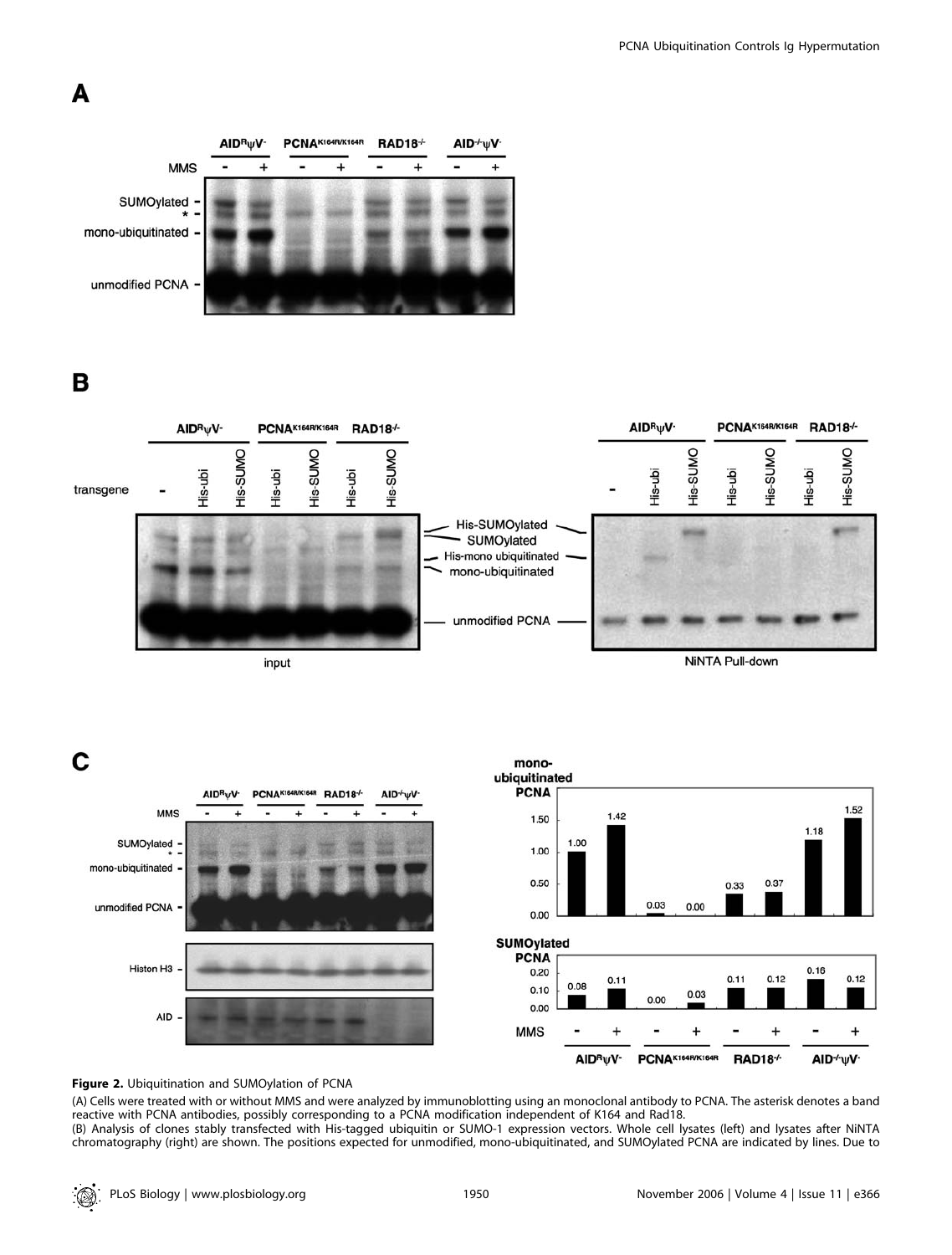**Figure 2.** Ubiquitination and SUMOylation of PCNA

(A) Cells were treated with or without MMS and were analyzed by immunoblotting using an monoclonal antibody to PCNA. The asterisk denotes a band reactive with PCNA antibodies, possibly corresponding to a PCNA modification independent of K164 and Rad18.

(B) Analysis of clones stably transfected with His-tagged ubiquitin or SUMO-1 expression vectors. Whole cell lysates (left) and lysates after NiNTA chromatography (right) are shown. The positions expected for unmodified, mono-ubiquitinated, and SUMOylated PCNA are indicated by lines. Due to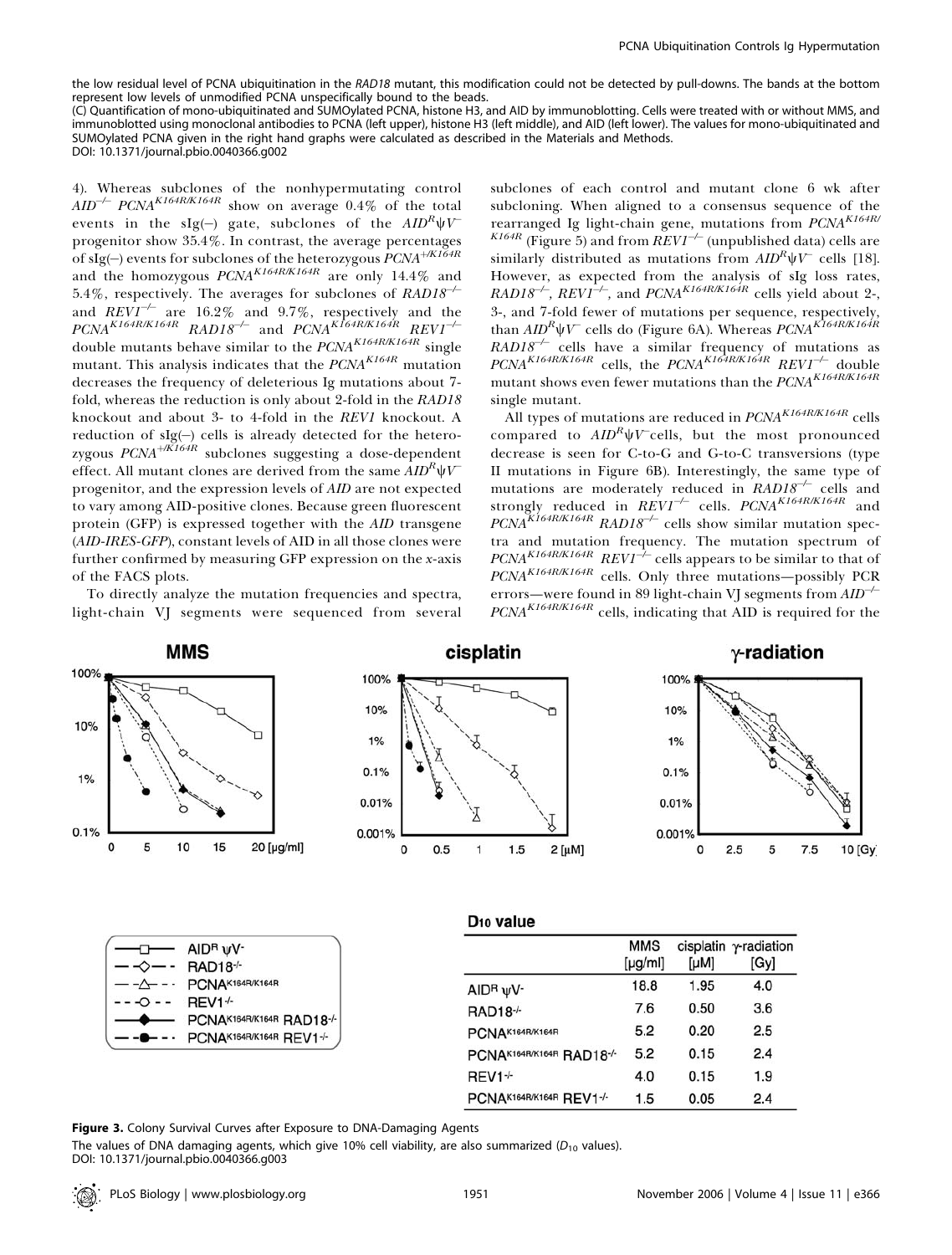the low residual level of PCNA ubiquitination in the *RAD18* mutant, this modification could not be detected by pull-downs. The bands at the bottom represent low levels of unmodified PCNA unspecifically bound to the beads.

(C) Quantification of mono-ubiquitinated and SUMOylated PCNA, histone H3, and AID by immunoblotting. Cells were treated with or without MMS, and immunoblotted using monoclonal antibodies to PCNA (left upper), histone H3 (left middle), and AID (left lower). The values for mono-ubiquitinated and SUMOylated PCNA given in the right hand graphs were calculated as described in the Materials and Methods.

DOI: 10.1371/journal.pbio.0040366.g002

4). Whereas subclones of the nonhypermutating control $AID^{-/-}$ $PCNA^{K164R/K164R}$ show on average 0.4% of the total events in the sIg(–) gate, subclones of the $AID^R\psi V^-$ progenitor show 35.4%. In contrast, the average percentages of sIg(–) events for subclones of the heterozygous $PCNA^{+/K164R}$ and the homozygous $PCNA^{K164R/K164R}$ are only 14.4% and 5.4%, respectively. The averages for subclones of $RAD18^{-/-}$ and $REV1^{-/-}$ are 16.2% and 9.7%, respectively and the $PCNA^{K164R/K164R}$ $RAD18^{-/-}$ and $PCNA^{K164R/K164R}$ $REV1^{-/-}$ double mutants behave similar to the $PCNA^{K164R/K164R}$ single mutant. This analysis indicates that the $PCNA^{K164R}$ mutation decreases the frequency of deleterious Ig mutations about 7-fold, whereas the reduction is only about 2-fold in the *RAD18* knockout and about 3- to 4-fold in the *REV1* knockout. A reduction of sIg(–) cells is already detected for the heterozygous $PCNA^{+/K164R}$ subclones suggesting a dose-dependent effect. All mutant clones are derived from the same $AID^R\psi V^-$ progenitor, and the expression levels of *AID* are not expected to vary among AID-positive clones. Because green fluorescent protein (GFP) is expressed together with the *AID* transgene (*AID-IRES-GFP*), constant levels of AID in all those clones were further confirmed by measuring GFP expression on the *x*-axis of the FACS plots.

To directly analyze the mutation frequencies and spectra, light-chain VJ segments were sequenced from several subclones of each control and mutant clone 6 wk after subcloning. When aligned to a consensus sequence of the rearranged Ig light-chain gene, mutations from $PCNA^{K164R/K164R}$ (Figure 5) and from $REV1^{-/-}$ (unpublished data) cells are similarly distributed as mutations from $AID^R\psi V^-$ cells [18]. However, as expected from the analysis of sIg loss rates, $RAD18^{-/-}$, $REV1^{-/-}$, and $PCNA^{K164R/K164R}$ cells yield about 2-, 3-, and 7-fold fewer of mutations per sequence, respectively, than $AID^R\psi V^-$ cells do (Figure 6A). Whereas $PCNA^{K164R/K164R}$ $RAD18^{-/-}$ cells have a similar frequency of mutations as $PCNA^{K164R/K164R}$ cells, the $PCNA^{K164R/K164R}$ $REV1^{-/-}$ double mutant shows even fewer mutations than the $PCNA^{K164R/K164R}$ single mutant.

All types of mutations are reduced in $PCNA^{K164R/K164R}$ cells compared to $AID^R\psi V^-$cells, but the most pronounced decrease is seen for C-to-G and G-to-C transversions (type II mutations in Figure 6B). Interestingly, the same type of mutations are moderately reduced in $RAD18^{-/-}$ cells and strongly reduced in $REV1^{-/-}$ cells. $PCNA^{K164R/K164R}$ and $PCNA^{K164R/K164R}$ $RAD18^{-/-}$ cells show similar mutation spectra and mutation frequency. The mutation spectrum of $PCNA^{K164R/K164R}$ $REV1^{-/-}$ cells appears to be similar to that of $PCNA^{K164R/K164R}$ cells. Only three mutations—possibly PCR errors—were found in 89 light-chain VJ segments from $AID^{-/-}$ $PCNA^{K164R/K164R}$ cells, indicating that AID is required for the

D10 value

| | MMS [μg/ml] | cisplatin [μM] | γ-radiation [Gy] |
|---|---|---|---|
| $AID^R\psi V^-$ | 18.8 | 1.95 | 4.0 |
| $RAD18^{-/-}$ | 7.6 | 0.50 | 3.6 |
| $PCNA^{K164R/K164R}$ | 5.2 | 0.20 | 2.5 |
| $PCNA^{K164R/K164R}$ $RAD18^{-/-}$ | 5.2 | 0.15 | 2.4 |
| $REV1^{-/-}$ | 4.0 | 0.15 | 1.9 |
| $PCNA^{K164R/K164R}$ $REV1^{-/-}$ | 1.5 | 0.05 | 2.4 |

**Figure 3.** Colony Survival Curves after Exposure to DNA-Damaging Agents

The values of DNA damaging agents, which give 10% cell viability, are also summarized ($D_{10}$ values).

DOI: 10.1371/journal.pbio.0040366.g003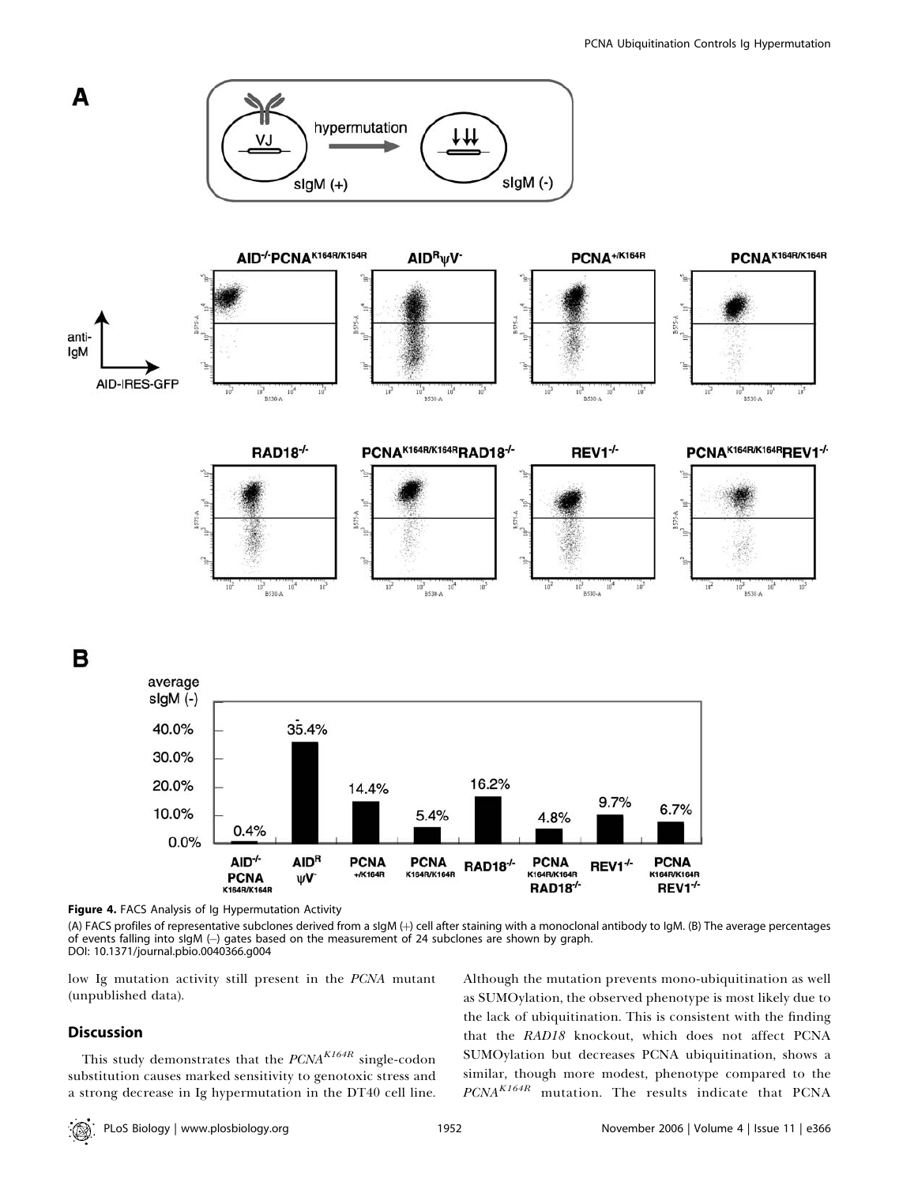**Figure 4.** FACS Analysis of Ig Hypermutation Activity

(A) FACS profiles of representative subclones derived from a sIgM (+) cell after staining with a monoclonal antibody to IgM. (B) The average percentages of events falling into sIgM (–) gates based on the measurement of 24 subclones are shown by graph.

DOI: 10.1371/journal.pbio.0040366.g004

low Ig mutation activity still present in the *PCNA* mutant (unpublished data).

## Discussion

This study demonstrates that the $PCNA^{K164R}$ single-codon substitution causes marked sensitivity to genotoxic stress and a strong decrease in Ig hypermutation in the DT40 cell line. Although the mutation prevents mono-ubiquitination as well as SUMOylation, the observed phenotype is most likely due to the lack of ubiquitination. This is consistent with the finding that the *RAD18* knockout, which does not affect PCNA SUMOylation but decreases PCNA ubiquitination, shows a similar, though more modest, phenotype compared to the $PCNA^{K164R}$ mutation. The results indicate that PCNA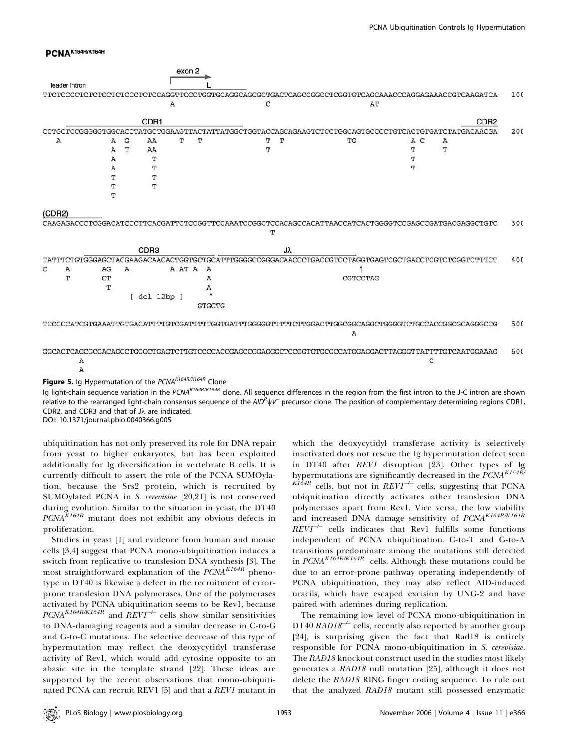**PCNA^K164R/K164R^**

```
                                       exon 2
 leader intron                          L
TTCTCCCCTCTCTCCTCTCCCTCTCCAGGTTCCCTGGTGCAGGCACCGCTGACTCAGCCGGCCTCGGTGTCAGCAAACCCAGGAGAAACCGTCAAGATCA   100
                            A              C                          AT

                         CDR1                                                                        CDR2
CCTGCTCCGGGGGTGGCACCTATGCTGGAAGTTACTATTATGGCTGGTACCAGCAGAAGTCCTCTGGCAGTGCCCCTGTCACTGTGATCTATGACAACGA   200
  A              A  G    AA     T   T          T  T           TG          A C    A
                 A  T    AA                    T                          T      T
                 A       T                                                T
                 A       T                                                T
                 T       T
                 T       T
                 T

(CDR2)
CAAGAGACCCTCGGACATCCCTTCACGATTCTCCGGTTCCAAATCCGGCTCCACAGCCACATTAACCATCACTGGGGTCCGAGCCGATGACGAGGCTGTC   300
                                               T

                    CDR3                          Jλ
TATTTCTGTGGGAGCTACGAAGACAACACTGGTGCTGCATTTGGGGCCGGGACAACCCTGACCGTCCTAGGTGAGTCGCTGACCTCGTCTCGGTCTTTCT   400
C     A      AG   A        A AT A  A                        ↑
      T      CT                    A                     CGTCCTAG
             T                     A
                  [ del 12bp ]     ↑
                                 GTGCTG

TCCCCCATCGTGAAATTGTGACATTTTGTCGATTTTTGGTGATTTGGGGGTTTTTCTTGGACTTGGCGGCAGGCTGGGGTCTGCCACCGGCGCAGGGCCG   500
                                                              A

GGCACTCAGCGCGACAGCCTGGGCTGAGTCTTGTCCCCACCGAGCCGGAGGGCTCCGGTGTGCGCCATGGAGGACTTAGGGTTATTTTGTCAATGGAAAG   600
       A                                                                          C
       A
```

**Figure 5.** Ig Hypermutation of the *PCNA^K164R/K164R^* Clone

Ig light-chain sequence variation in the *PCNA^K164R/K164R^* clone. All sequence differences in the region from the first intron to the J-C intron are shown relative to the rearranged light-chain consensus sequence of the *AID^R^ψV^−^* precursor clone. The position of complementary determining regions CDR1, CDR2, and CDR3 and that of Jλ are indicated.

DOI: 10.1371/journal.pbio.0040366.g005

ubiquitination has not only preserved its role for DNA repair from yeast to higher eukaryotes, but has been exploited additionally for Ig diversification in vertebrate B cells. It is currently difficult to assert the role of the PCNA SUMOylation, because the Srs2 protein, which is recruited by SUMOylated PCNA in *S. cerevisiae* [20,21] is not conserved during evolution. Similar to the situation in yeast, the DT40 *PCNA^K164R^* mutant does not exhibit any obvious defects in proliferation.

Studies in yeast [1] and evidence from human and mouse cells [3,4] suggest that PCNA mono-ubiquitination induces a switch from replicative to translesion DNA synthesis [3]. The most straightforward explanation of the *PCNA^K164R^* phenotype in DT40 is likewise a defect in the recruitment of error-prone translesion DNA polymerases. One of the polymerases activated by PCNA ubiquitination seems to be Rev1, because *PCNA^K164R/K164R^* and *REV1^−/−^* cells show similar sensitivities to DNA-damaging reagents and a similar decrease in C-to-G and G-to-C mutations. The selective decrease of this type of hypermutation may reflect the deoxycytidyl transferase activity of Rev1, which would add cytosine opposite to an abasic site in the template strand [22]. These ideas are supported by the recent observations that mono-ubiquitinated PCNA can recruit REV1 [5] and that a *REV1* mutant in which the deoxycytidyl transferase activity is selectively inactivated does not rescue the Ig hypermutation defect seen in DT40 after *REV1* disruption [23]. Other types of Ig hypermutations are significantly decreased in the *PCNA^K164R/K164R^* cells, but not in *REV1^−/−^* cells, suggesting that PCNA ubiquitination directly activates other translesion DNA polymerases apart from Rev1. Vice versa, the low viability and increased DNA damage sensitivity of *PCNA^K164R/K164R^ REV1^−/−^* cells indicates that Rev1 fulfills some functions independent of PCNA ubiquitination. C-to-T and G-to-A transitions predominate among the mutations still detected in *PCNA^K164R/K164R^* cells. Although these mutations could be due to an error-prone pathway operating independently of PCNA ubiquitination, they may also reflect AID-induced uracils, which have escaped excision by UNG-2 and have paired with adenines during replication.

The remaining low level of PCNA mono-ubiquitination in DT40 *RAD18^−/−^* cells, recently also reported by another group [24], is surprising given the fact that Rad18 is entirely responsible for PCNA mono-ubiquitination in *S. cerevisiae*. The *RAD18* knockout construct used in the studies most likely generates a *RAD18* null mutation [25], although it does not delete the *RAD18* RING finger coding sequence. To rule out that the analyzed *RAD18* mutant still possessed enzymatic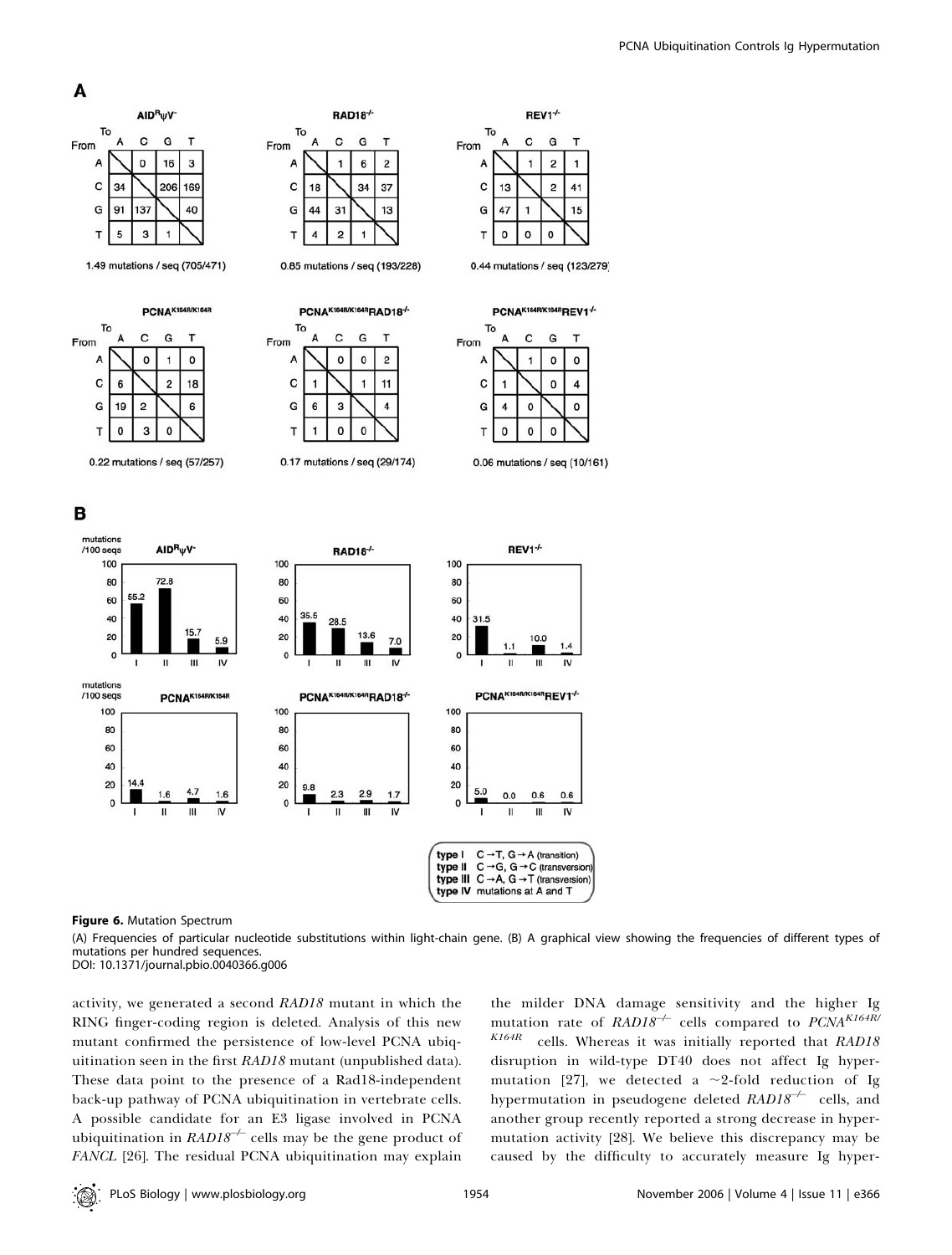**Figure 6.** Mutation Spectrum

(A) Frequencies of particular nucleotide substitutions within light-chain gene. (B) A graphical view showing the frequencies of different types of mutations per hundred sequences.

DOI: 10.1371/journal.pbio.0040366.g006

activity, we generated a second *RAD18* mutant in which the RING finger-coding region is deleted. Analysis of this new mutant confirmed the persistence of low-level PCNA ubiquitination seen in the first *RAD18* mutant (unpublished data). These data point to the presence of a Rad18-independent back-up pathway of PCNA ubiquitination in vertebrate cells. A possible candidate for an E3 ligase involved in PCNA ubiquitination in $RAD18^{-/-}$ cells may be the gene product of *FANCL* [26]. The residual PCNA ubiquitination may explain the milder DNA damage sensitivity and the higher Ig mutation rate of $RAD18^{-/-}$ cells compared to $PCNA^{K164R/K164R}$ cells. Whereas it was initially reported that *RAD18* disruption in wild-type DT40 does not affect Ig hypermutation [27], we detected a ~2-fold reduction of Ig hypermutation in pseudogene deleted $RAD18^{-/-}$ cells, and another group recently reported a strong decrease in hypermutation activity [28]. We believe this discrepancy may be caused by the difficulty to accurately measure Ig hyper-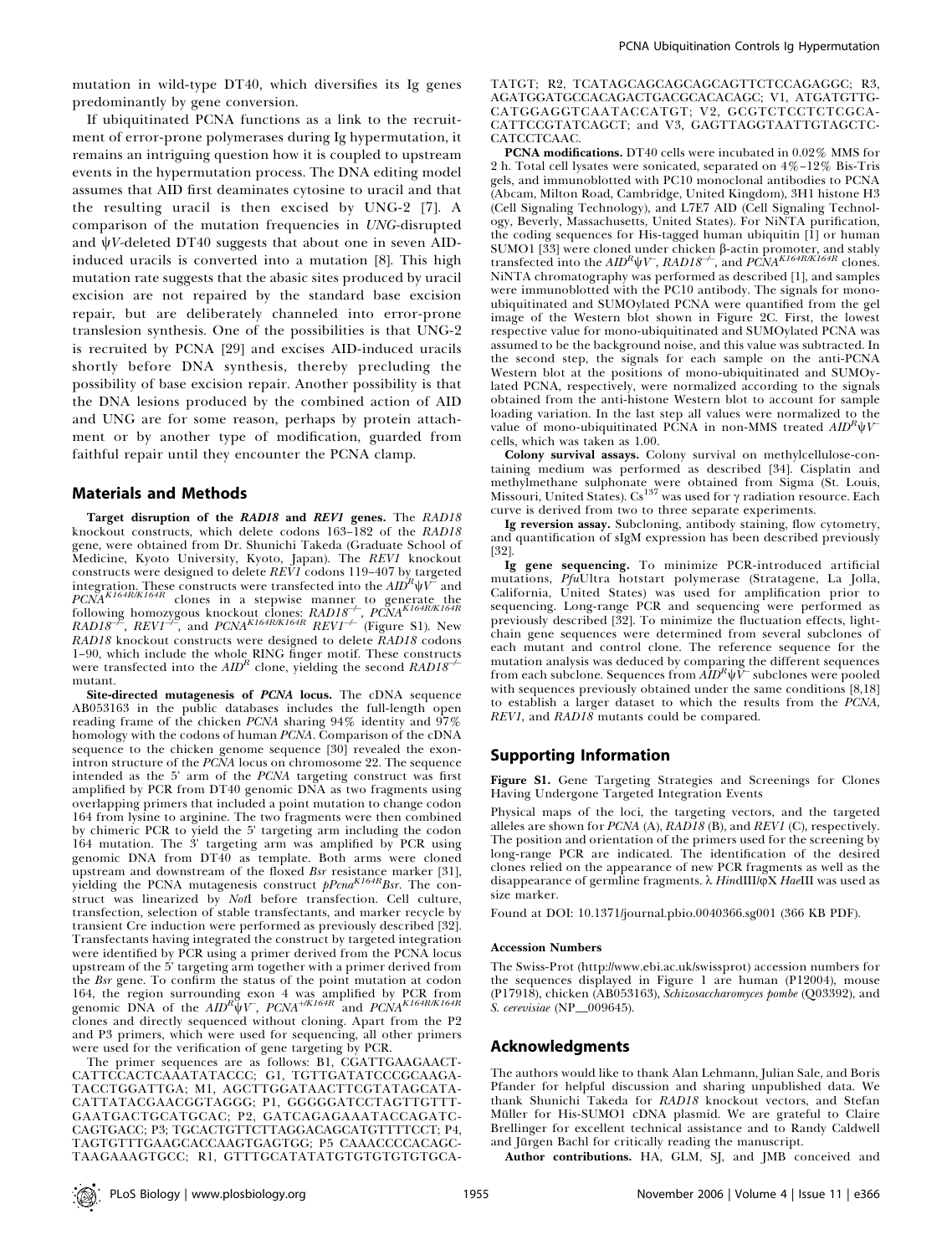mutation in wild-type DT40, which diversifies its Ig genes predominantly by gene conversion.

If ubiquitinated PCNA functions as a link to the recruitment of error-prone polymerases during Ig hypermutation, it remains an intriguing question how it is coupled to upstream events in the hypermutation process. The DNA editing model assumes that AID first deaminates cytosine to uracil and that the resulting uracil is then excised by UNG-2 [7]. A comparison of the mutation frequencies in *UNG*-disrupted and *ψV*-deleted DT40 suggests that about one in seven AID-induced uracils is converted into a mutation [8]. This high mutation rate suggests that the abasic sites produced by uracil excision are not repaired by the standard base excision repair, but are deliberately channeled into error-prone translesion synthesis. One of the possibilities is that UNG-2 is recruited by PCNA [29] and excises AID-induced uracils shortly before DNA synthesis, thereby precluding the possibility of base excision repair. Another possibility is that the DNA lesions produced by the combined action of AID and UNG are for some reason, perhaps by protein attachment or by another type of modification, guarded from faithful repair until they encounter the PCNA clamp.

## Materials and Methods

**Target disruption of the *RAD18* and *REV1* genes.** The *RAD18* knockout constructs, which delete codons 163–182 of the *RAD18* gene, were obtained from Dr. Shunichi Takeda (Graduate School of Medicine, Kyoto University, Kyoto, Japan). The *REV1* knockout constructs were designed to delete *REV1* codons 119–407 by targeted integration. These constructs were transfected into the $AID^R\psi V^-$ and $PCNA^{K164R/K164R}$ clones in a stepwise manner to generate the following homozygous knockout clones: $RAD18^{-/-}$, $PCNA^{K164R/K164R}$ $RAD18^{-/-}$, $REV1^{-/-}$, and $PCNA^{K164R/K164R}$ $REV1^{-/-}$ (Figure S1). New *RAD18* knockout constructs were designed to delete *RAD18* codons 1–90, which include the whole RING finger motif. These constructs were transfected into the $AID^R$ clone, yielding the second $RAD18^{-/-}$ mutant.

**Site-directed mutagenesis of *PCNA* locus.** The cDNA sequence AB053163 in the public databases includes the full-length open reading frame of the chicken *PCNA* sharing 94% identity and 97% homology with the codons of human *PCNA*. Comparison of the cDNA sequence to the chicken genome sequence [30] revealed the exon-intron structure of the *PCNA* locus on chromosome 22. The sequence intended as the 5′ arm of the *PCNA* targeting construct was first amplified by PCR from DT40 genomic DNA as two fragments using overlapping primers that included a point mutation to change codon 164 from lysine to arginine. The two fragments were then combined by chimeric PCR to yield the 5′ targeting arm including the codon 164 mutation. The 3′ targeting arm was amplified by PCR using genomic DNA from DT40 as template. Both arms were cloned upstream and downstream of the floxed *Bsr* resistance marker [31], yielding the PCNA mutagenesis construct $pPcna^{K164R}Bsr$. The construct was linearized by *Not*I before transfection. Cell culture, transfection, selection of stable transfectants, and marker recycle by transient Cre induction were performed as previously described [32]. Transfectants having integrated the construct by targeted integration were identified by PCR using a primer derived from the PCNA locus upstream of the 5′ targeting arm together with a primer derived from the *Bsr* gene. To confirm the status of the point mutation at codon 164, the region surrounding exon 4 was amplified by PCR from genomic DNA of the $AID^R\psi V^-$, $PCNA^{+/K164R}$ and $PCNA^{K164R/K164R}$ clones and directly sequenced without cloning. Apart from the P2 and P3 primers, which were used for sequencing, all other primers were used for the verification of gene targeting by PCR.

The primer sequences are as follows: B1, CGATTGAAGAACT-CATTCCACTCAAATATACCC; G1, TGTTGATATCCCGCAAGA-TACCTGGATTGA; M1, AGCTTGGATAACTTCGTATAGCATA-CATTATACGAACGGTAGGG; P1, GGGGGATCCTAGTTGTTT-GAATGACTGCATGCAC; P2, GATCAGAGAAATACCAGATC-CAGTGACC; P3; TGCACTGTTCTTAGGACAGCATGTTTTCCT; P4, TAGTGTTTGAAGCACCAAGTGAGTGG; P5 CAAACCCCACAGC-TAAGAAAGTGCC; R1, GTTTGCATATATGTGTGTGTGTGCA-TATGT; R2, TCATAGCAGCAGCAGCAGTTCTCCAGAGGC; R3, AGATGGATGCCACAGACTGACGCACACAGC; V1, ATGATGTTG-CATGGAGGTCAATACCATGT; V2, GCGTCTCCTCTCGCA-CATTCCGTATCAGCT; and V3, GAGTTAGGTAATTGTAGCTC-CATCCTCAAC.

**PCNA modifications.** DT40 cells were incubated in 0.02% MMS for 2 h. Total cell lysates were sonicated, separated on 4%–12% Bis-Tris gels, and immunoblotted with PC10 monoclonal antibodies to PCNA (Abcam, Milton Road, Cambridge, United Kingdom), 3H1 histone H3 (Cell Signaling Technology), and L7E7 AID (Cell Signaling Technology, Beverly, Massachusetts, United States). For NiNTA purification, the coding sequences for His-tagged human ubiquitin [1] or human SUMO1 [33] were cloned under chicken β-actin promoter, and stably transfected into the $AID^R\psi V^-$, $RAD18^{-/-}$, and $PCNA^{K164R/K164R}$ clones. NiNTA chromatography was performed as described [1], and samples were immunoblotted with the PC10 antibody. The signals for mono-ubiquitinated and SUMOylated PCNA were quantified from the gel image of the Western blot shown in Figure 2C. First, the lowest respective value for mono-ubiquitinated and SUMOylated PCNA was assumed to be the background noise, and this value was subtracted. In the second step, the signals for each sample on the anti-PCNA Western blot at the positions of mono-ubiquitinated and SUMOylated PCNA, respectively, were normalized according to the signals obtained from the anti-histone Western blot to account for sample loading variation. In the last step all values were normalized to the value of mono-ubiquitinated PCNA in non-MMS treated $AID^R\psi V^-$ cells, which was taken as 1.00.

**Colony survival assays.** Colony survival on methylcellulose-containing medium was performed as described [34]. Cisplatin and methylmethane sulphonate were obtained from Sigma (St. Louis, Missouri, United States). $Cs^{137}$ was used for γ radiation resource. Each curve is derived from two to three separate experiments.

**Ig reversion assay.** Subcloning, antibody staining, flow cytometry, and quantification of sIgM expression has been described previously [32].

**Ig gene sequencing.** To minimize PCR-introduced artificial mutations, *Pfu*Ultra hotstart polymerase (Stratagene, La Jolla, California, United States) was used for amplification prior to sequencing. Long-range PCR and sequencing were performed as previously described [32]. To minimize the fluctuation effects, light-chain gene sequences were determined from several subclones of each mutant and control clone. The reference sequence for the mutation analysis was deduced by comparing the different sequences from each subclone. Sequences from $AID^R\psi V^-$ subclones were pooled with sequences previously obtained under the same conditions [8,18] to establish a larger dataset to which the results from the *PCNA*, *REV1*, and *RAD18* mutants could be compared.

## Supporting Information

**Figure S1.** Gene Targeting Strategies and Screenings for Clones Having Undergone Targeted Integration Events

Physical maps of the loci, the targeting vectors, and the targeted alleles are shown for *PCNA* (A), *RAD18* (B), and *REV1* (C), respectively. The position and orientation of the primers used for the screening by long-range PCR are indicated. The identification of the desired clones relied on the appearance of new PCR fragments as well as the disappearance of germline fragments. λ *Hind*III/φX *Hae*III was used as size marker.

Found at DOI: 10.1371/journal.pbio.0040366.sg001 (366 KB PDF).

### Accession Numbers

The Swiss-Prot (http://www.ebi.ac.uk/swissprot) accession numbers for the sequences displayed in Figure 1 are human (P12004), mouse (P17918), chicken (AB053163), *Schizosaccharomyces pombe* (Q03392), and *S. cerevisiae* (NP_009645).

## Acknowledgments

The authors would like to thank Alan Lehmann, Julian Sale, and Boris Pfander for helpful discussion and sharing unpublished data. We thank Shunichi Takeda for *RAD18* knockout vectors, and Stefan Müller for His-SUMO1 cDNA plasmid. We are grateful to Claire Brellinger for excellent technical assistance and to Randy Caldwell and Jürgen Bachl for critically reading the manuscript.

**Author contributions.** HA, GLM, SJ, and JMB conceived and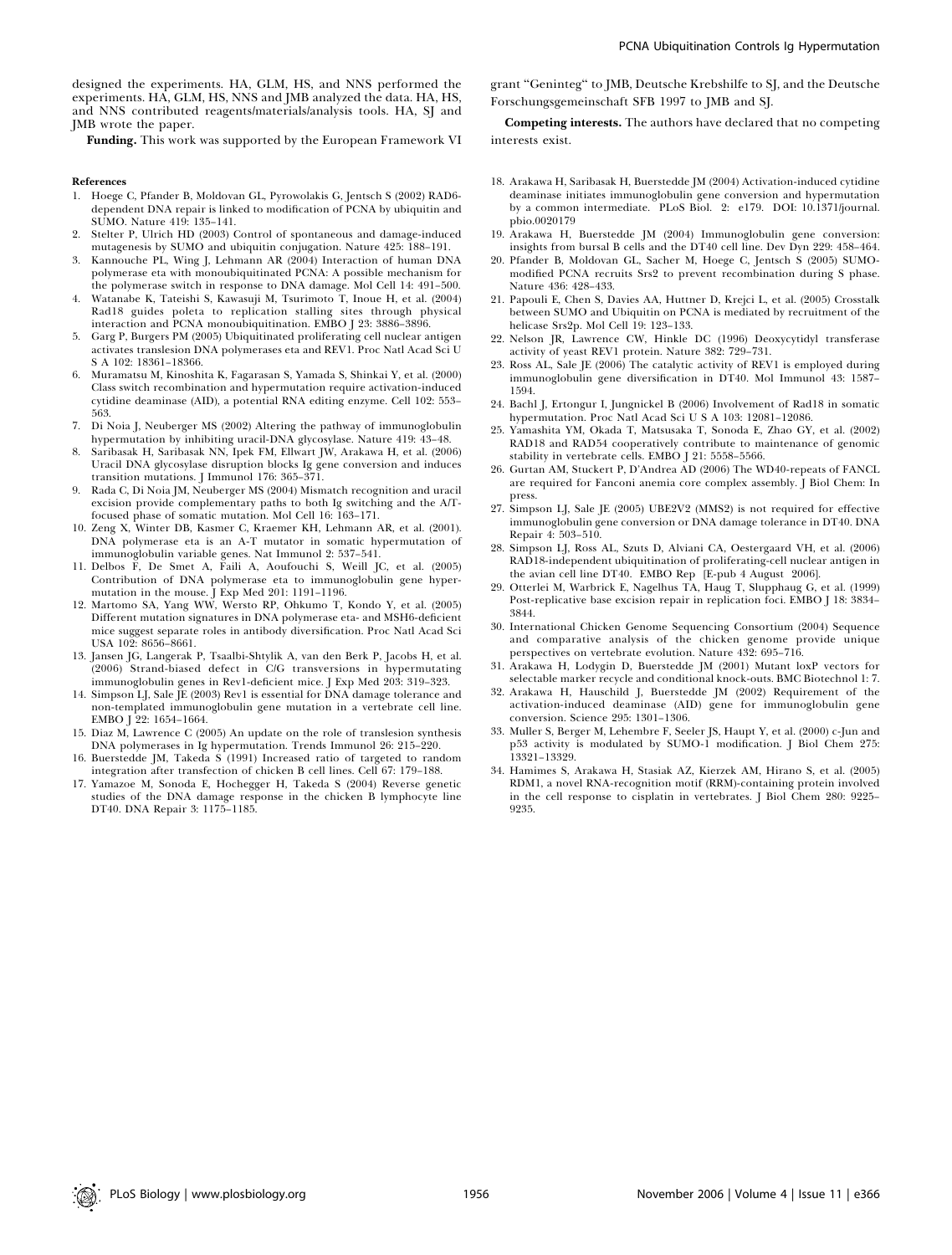designed the experiments. HA, GLM, HS, and NNS performed the experiments. HA, GLM, HS, NNS and JMB analyzed the data. HA, HS, and NNS contributed reagents/materials/analysis tools. HA, SJ and JMB wrote the paper.

**Funding.** This work was supported by the European Framework VI grant "Geninteg" to JMB, Deutsche Krebshilfe to SJ, and the Deutsche Forschungsgemeinschaft SFB 1997 to JMB and SJ.

**Competing interests.** The authors have declared that no competing interests exist.

## References

1. Hoege C, Pfander B, Moldovan GL, Pyrowolakis G, Jentsch S (2002) RAD6-dependent DNA repair is linked to modification of PCNA by ubiquitin and SUMO. Nature 419: 135–141.
2. Stelter P, Ulrich HD (2003) Control of spontaneous and damage-induced mutagenesis by SUMO and ubiquitin conjugation. Nature 425: 188–191.
3. Kannouche PL, Wing J, Lehmann AR (2004) Interaction of human DNA polymerase eta with monoubiquitinated PCNA: A possible mechanism for the polymerase switch in response to DNA damage. Mol Cell 14: 491–500.
4. Watanabe K, Tateishi S, Kawasuji M, Tsurimoto T, Inoue H, et al. (2004) Rad18 guides poleta to replication stalling sites through physical interaction and PCNA monoubiquitination. EMBO J 23: 3886–3896.
5. Garg P, Burgers PM (2005) Ubiquitinated proliferating cell nuclear antigen activates translesion DNA polymerases eta and REV1. Proc Natl Acad Sci U S A 102: 18361–18366.
6. Muramatsu M, Kinoshita K, Fagarasan S, Yamada S, Shinkai Y, et al. (2000) Class switch recombination and hypermutation require activation-induced cytidine deaminase (AID), a potential RNA editing enzyme. Cell 102: 553–563.
7. Di Noia J, Neuberger MS (2002) Altering the pathway of immunoglobulin hypermutation by inhibiting uracil-DNA glycosylase. Nature 419: 43–48.
8. Saribasak H, Saribasak NN, Ipek FM, Ellwart JW, Arakawa H, et al. (2006) Uracil DNA glycosylase disruption blocks Ig gene conversion and induces transition mutations. J Immunol 176: 365–371.
9. Rada C, Di Noia JM, Neuberger MS (2004) Mismatch recognition and uracil excision provide complementary paths to both Ig switching and the A/T-focused phase of somatic mutation. Mol Cell 16: 163–171.
10. Zeng X, Winter DB, Kasmer C, Kraemer KH, Lehmann AR, et al. (2001). DNA polymerase eta is an A-T mutator in somatic hypermutation of immunoglobulin variable genes. Nat Immunol 2: 537–541.
11. Delbos F, De Smet A, Faili A, Aoufouchi S, Weill JC, et al. (2005) Contribution of DNA polymerase eta to immunoglobulin gene hypermutation in the mouse. J Exp Med 201: 1191–1196.
12. Martomo SA, Yang WW, Wersto RP, Ohkumo T, Kondo Y, et al. (2005) Different mutation signatures in DNA polymerase eta- and MSH6-deficient mice suggest separate roles in antibody diversification. Proc Natl Acad Sci USA 102: 8656–8661.
13. Jansen JG, Langerak P, Tsaalbi-Shtylik A, van den Berk P, Jacobs H, et al. (2006) Strand-biased defect in C/G transversions in hypermutating immunoglobulin genes in Rev1-deficient mice. J Exp Med 203: 319–323.
14. Simpson LJ, Sale JE (2003) Rev1 is essential for DNA damage tolerance and non-templated immunoglobulin gene mutation in a vertebrate cell line. EMBO J 22: 1654–1664.
15. Diaz M, Lawrence C (2005) An update on the role of translesion synthesis DNA polymerases in Ig hypermutation. Trends Immunol 26: 215–220.
16. Buerstedde JM, Takeda S (1991) Increased ratio of targeted to random integration after transfection of chicken B cell lines. Cell 67: 179–188.
17. Yamazoe M, Sonoda E, Hochegger H, Takeda S (2004) Reverse genetic studies of the DNA damage response in the chicken B lymphocyte line DT40. DNA Repair 3: 1175–1185.
18. Arakawa H, Saribasak H, Buerstedde JM (2004) Activation-induced cytidine deaminase initiates immunoglobulin gene conversion and hypermutation by a common intermediate. PLoS Biol. 2: e179. DOI: 10.1371/journal.pbio.0020179
19. Arakawa H, Buerstedde JM (2004) Immunoglobulin gene conversion: insights from bursal B cells and the DT40 cell line. Dev Dyn 229: 458–464.
20. Pfander B, Moldovan GL, Sacher M, Hoege C, Jentsch S (2005) SUMO-modified PCNA recruits Srs2 to prevent recombination during S phase. Nature 436: 428–433.
21. Papouli E, Chen S, Davies AA, Huttner D, Krejci L, et al. (2005) Crosstalk between SUMO and Ubiquitin on PCNA is mediated by recruitment of the helicase Srs2p. Mol Cell 19: 123–133.
22. Nelson JR, Lawrence CW, Hinkle DC (1996) Deoxycytidyl transferase activity of yeast REV1 protein. Nature 382: 729–731.
23. Ross AL, Sale JE (2006) The catalytic activity of REV1 is employed during immunoglobulin gene diversification in DT40. Mol Immunol 43: 1587–1594.
24. Bachl J, Ertongur I, Jungnickel B (2006) Involvement of Rad18 in somatic hypermutation. Proc Natl Acad Sci U S A 103: 12081–12086.
25. Yamashita YM, Okada T, Matsusaka T, Sonoda E, Zhao GY, et al. (2002) RAD18 and RAD54 cooperatively contribute to maintenance of genomic stability in vertebrate cells. EMBO J 21: 5558–5566.
26. Gurtan AM, Stuckert P, D'Andrea AD (2006) The WD40-repeats of FANCL are required for Fanconi anemia core complex assembly. J Biol Chem: In press.
27. Simpson LJ, Sale JE (2005) UBE2V2 (MMS2) is not required for effective immunoglobulin gene conversion or DNA damage tolerance in DT40. DNA Repair 4: 503–510.
28. Simpson LJ, Ross AL, Szuts D, Alviani CA, Oestergaard VH, et al. (2006) RAD18-independent ubiquitination of proliferating-cell nuclear antigen in the avian cell line DT40. EMBO Rep [E-pub 4 August 2006].
29. Otterlei M, Warbrick E, Nagelhus TA, Haug T, Slupphaug G, et al. (1999) Post-replicative base excision repair in replication foci. EMBO J 18: 3834–3844.
30. International Chicken Genome Sequencing Consortium (2004) Sequence and comparative analysis of the chicken genome provide unique perspectives on vertebrate evolution. Nature 432: 695–716.
31. Arakawa H, Lodygin D, Buerstedde JM (2001) Mutant loxP vectors for selectable marker recycle and conditional knock-outs. BMC Biotechnol 1: 7.
32. Arakawa H, Hauschild J, Buerstedde JM (2002) Requirement of the activation-induced deaminase (AID) gene for immunoglobulin gene conversion. Science 295: 1301–1306.
33. Muller S, Berger M, Lehembre F, Seeler JS, Haupt Y, et al. (2000) c-Jun and p53 activity is modulated by SUMO-1 modification. J Biol Chem 275: 13321–13329.
34. Hamimes S, Arakawa H, Stasiak AZ, Kierzek AM, Hirano S, et al. (2005) RDM1, a novel RNA-recognition motif (RRM)-containing protein involved in the cell response to cisplatin in vertebrates. J Biol Chem 280: 9225–9235.